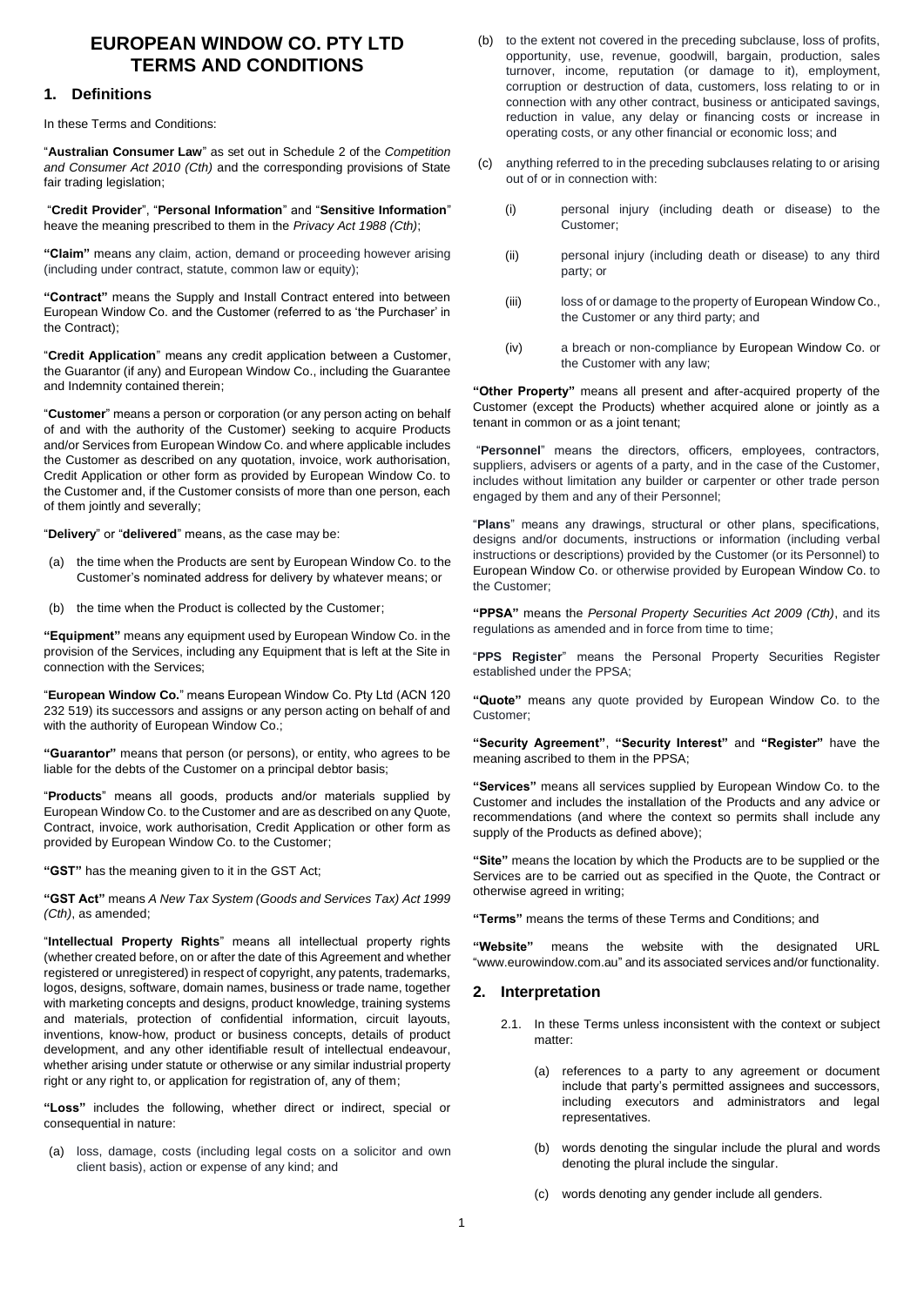# EUROPEAN WINDOW CO. PTY LTD TERMS AND CONDITIONS

## 1. Definitions

In these Terms and Conditions:

"**Australian Consumer Law**" as set out in Schedule 2 of the *Competition and Consumer Act 2010 (Cth)* and the corresponding provisions of State fair trading legislation;

"**Credit Provider**", "**Personal Information**" and "**Sensitive Information**" heave the meaning prescribed to them in the *Privacy Act 1988 (Cth)*;

**"Claim"** means any claim, action, demand or proceeding however arising (including under contract, statute, common law or equity);

**"Contract"** means the Supply and Install Contract entered into between European Window Co. and the Customer (referred to as 'the Purchaser' in the Contract);

"**Credit Application**" means any credit application between a Customer, the Guarantor (if any) and European Window Co., including the Guarantee and Indemnity contained therein;

"**Customer**" means a person or corporation (or any person acting on behalf of and with the authority of the Customer) seeking to acquire Products and/or Services from European Window Co. and where applicable includes the Customer as described on any quotation, invoice, work authorisation, Credit Application or other form as provided by European Window Co. to the Customer and, if the Customer consists of more than one person, each of them jointly and severally;

"**Delivery**" or "**delivered**" means, as the case may be:

(a) the time when the Products are sent by European Window Co. to the Customer's nominated address for delivery by whatever means; or

(b) the time when the Product is collected by the Customer;

**"Equipment"** means any equipment used by European Window Co. in the provision of the Services, including any Equipment that is left at the Site in connection with the Services;

"**European Window Co.**" means European Window Co. Pty Ltd (ACN 120 232 519) its successors and assigns or any person acting on behalf of and with the authority of European Window Co.;

**"Guarantor"** means that person (or persons), or entity, who agrees to be liable for the debts of the Customer on a principal debtor basis;

"**Products**" means all goods, products and/or materials supplied by European Window Co. to the Customer and are as described on any Quote, Contract, invoice, work authorisation, Credit Application or other form as provided by European Window Co. to the Customer;

**"GST"** has the meaning given to it in the GST Act;

**"GST Act"** means *A New Tax System (Goods and Services Tax) Act 1999 (Cth)*, as amended;

"**Intellectual Property Rights**" means all intellectual property rights (whether created before, on or after the date of this Agreement and whether registered or unregistered) in respect of copyright, any patents, trademarks, logos, designs, software, domain names, business or trade name, together with marketing concepts and designs, product knowledge, training systems and materials, protection of confidential information, circuit layouts, inventions, know-how, product or business concepts, details of product development, and any other identifiable result of intellectual endeavour, whether arising under statute or otherwise or any similar industrial property right or any right to, or application for registration of, any of them;

**"Loss"** includes the following, whether direct or indirect, special or consequential in nature:

(a) loss, damage, costs (including legal costs on a solicitor and own client basis), action or expense of any kind; and

(b) to the extent not covered in the preceding subclause, loss of profits, opportunity, use, revenue, goodwill, bargain, production, sales turnover, income, reputation (or damage to it), employment, corruption or destruction of data, customers, loss relating to or in connection with any other contract, business or anticipated savings, reduction in value, any delay or financing costs or increase in operating costs, or any other financial or economic loss; and

(c) anything referred to in the preceding subclauses relating to or arising out of or in connection with:

   (i) personal injury (including death or disease) to the Customer;

   (ii) personal injury (including death or disease) to any third party; or

   (iii) loss of or damage to the property of European Window Co., the Customer or any third party; and

   (iv) a breach or non-compliance by European Window Co. or the Customer with any law;

**"Other Property"** means all present and after-acquired property of the Customer (except the Products) whether acquired alone or jointly as a tenant in common or as a joint tenant;

"**Personnel**" means the directors, officers, employees, contractors, suppliers, advisers or agents of a party, and in the case of the Customer, includes without limitation any builder or carpenter or other trade person engaged by them and any of their Personnel;

"**Plans**" means any drawings, structural or other plans, specifications, designs and/or documents, instructions or information (including verbal instructions or descriptions) provided by the Customer (or its Personnel) to European Window Co. or otherwise provided by European Window Co. to the Customer;

**"PPSA"** means the *Personal Property Securities Act 2009 (Cth)*, and its regulations as amended and in force from time to time;

"**PPS Register**" means the Personal Property Securities Register established under the PPSA;

**"Quote"** means any quote provided by European Window Co. to the Customer;

**"Security Agreement"**, **"Security Interest"** and **"Register"** have the meaning ascribed to them in the PPSA;

**"Services"** means all services supplied by European Window Co. to the Customer and includes the installation of the Products and any advice or recommendations (and where the context so permits shall include any supply of the Products as defined above);

**"Site"** means the location by which the Products are to be supplied or the Services are to be carried out as specified in the Quote, the Contract or otherwise agreed in writing;

**"Terms"** means the terms of these Terms and Conditions; and

**"Website"** means the website with the designated URL "www.eurowindow.com.au" and its associated services and/or functionality.

## 2. Interpretation

2.1. In these Terms unless inconsistent with the context or subject matter:

   (a) references to a party to any agreement or document include that party's permitted assignees and successors, including executors and administrators and legal representatives.

   (b) words denoting the singular include the plural and words denoting the plural include the singular.

   (c) words denoting any gender include all genders.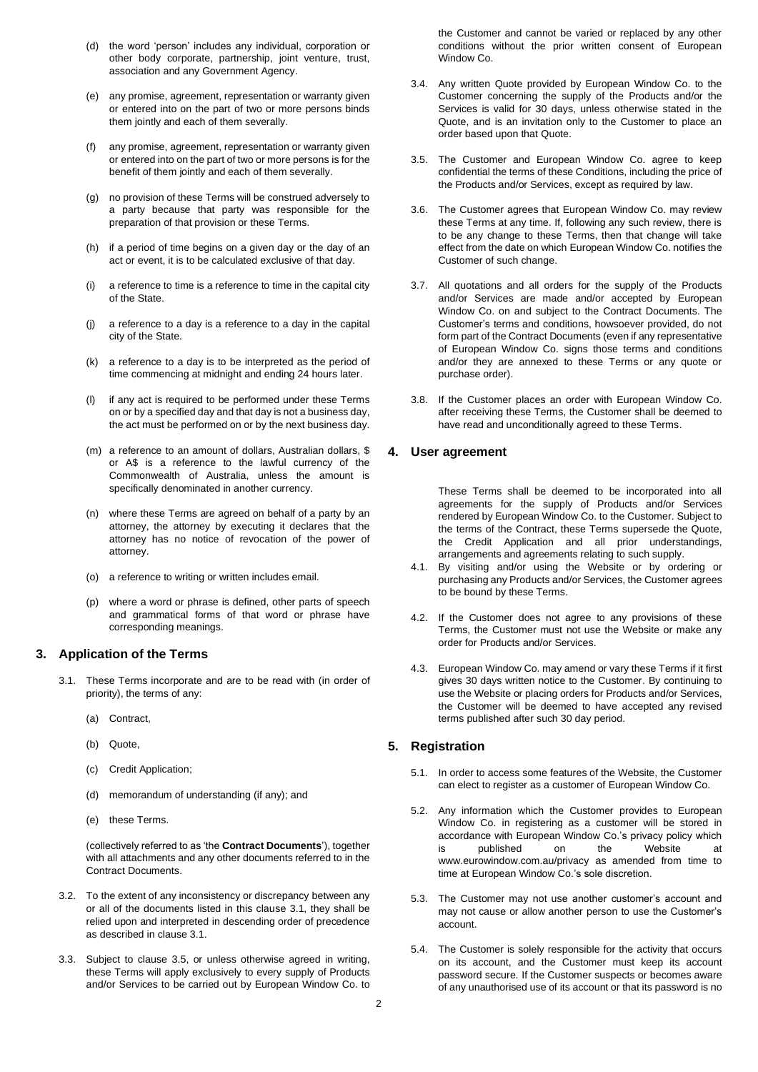(d) the word 'person' includes any individual, corporation or other body corporate, partnership, joint venture, trust, association and any Government Agency.

(e) any promise, agreement, representation or warranty given or entered into on the part of two or more persons binds them jointly and each of them severally.

(f) any promise, agreement, representation or warranty given or entered into on the part of two or more persons is for the benefit of them jointly and each of them severally.

(g) no provision of these Terms will be construed adversely to a party because that party was responsible for the preparation of that provision or these Terms.

(h) if a period of time begins on a given day or the day of an act or event, it is to be calculated exclusive of that day.

(i) a reference to time is a reference to time in the capital city of the State.

(j) a reference to a day is a reference to a day in the capital city of the State.

(k) a reference to a day is to be interpreted as the period of time commencing at midnight and ending 24 hours later.

(l) if any act is required to be performed under these Terms on or by a specified day and that day is not a business day, the act must be performed on or by the next business day.

(m) a reference to an amount of dollars, Australian dollars, $ or A$ is a reference to the lawful currency of the Commonwealth of Australia, unless the amount is specifically denominated in another currency.

(n) where these Terms are agreed on behalf of a party by an attorney, the attorney by executing it declares that the attorney has no notice of revocation of the power of attorney.

(o) a reference to writing or written includes email.

(p) where a word or phrase is defined, other parts of speech and grammatical forms of that word or phrase have corresponding meanings.

## 3. Application of the Terms

3.1. These Terms incorporate and are to be read with (in order of priority), the terms of any:

(a) Contract,

(b) Quote,

(c) Credit Application;

(d) memorandum of understanding (if any); and

(e) these Terms.

(collectively referred to as 'the **Contract Documents**'), together with all attachments and any other documents referred to in the Contract Documents.

3.2. To the extent of any inconsistency or discrepancy between any or all of the documents listed in this clause 3.1, they shall be relied upon and interpreted in descending order of precedence as described in clause 3.1.

3.3. Subject to clause 3.5, or unless otherwise agreed in writing, these Terms will apply exclusively to every supply of Products and/or Services to be carried out by European Window Co. to the Customer and cannot be varied or replaced by any other conditions without the prior written consent of European Window Co.

3.4. Any written Quote provided by European Window Co. to the Customer concerning the supply of the Products and/or the Services is valid for 30 days, unless otherwise stated in the Quote, and is an invitation only to the Customer to place an order based upon that Quote.

3.5. The Customer and European Window Co. agree to keep confidential the terms of these Conditions, including the price of the Products and/or Services, except as required by law.

3.6. The Customer agrees that European Window Co. may review these Terms at any time. If, following any such review, there is to be any change to these Terms, then that change will take effect from the date on which European Window Co. notifies the Customer of such change.

3.7. All quotations and all orders for the supply of the Products and/or Services are made and/or accepted by European Window Co. on and subject to the Contract Documents. The Customer's terms and conditions, howsoever provided, do not form part of the Contract Documents (even if any representative of European Window Co. signs those terms and conditions and/or they are annexed to these Terms or any quote or purchase order).

3.8. If the Customer places an order with European Window Co. after receiving these Terms, the Customer shall be deemed to have read and unconditionally agreed to these Terms.

## 4. User agreement

These Terms shall be deemed to be incorporated into all agreements for the supply of Products and/or Services rendered by European Window Co. to the Customer. Subject to the terms of the Contract, these Terms supersede the Quote, the Credit Application and all prior understandings, arrangements and agreements relating to such supply.

4.1. By visiting and/or using the Website or by ordering or purchasing any Products and/or Services, the Customer agrees to be bound by these Terms.

4.2. If the Customer does not agree to any provisions of these Terms, the Customer must not use the Website or make any order for Products and/or Services.

4.3. European Window Co. may amend or vary these Terms if it first gives 30 days written notice to the Customer. By continuing to use the Website or placing orders for Products and/or Services, the Customer will be deemed to have accepted any revised terms published after such 30 day period.

## 5. Registration

5.1. In order to access some features of the Website, the Customer can elect to register as a customer of European Window Co.

5.2. Any information which the Customer provides to European Window Co. in registering as a customer will be stored in accordance with European Window Co.'s privacy policy which is published on the Website at www.eurowindow.com.au/privacy as amended from time to time at European Window Co.'s sole discretion.

5.3. The Customer may not use another customer's account and may not cause or allow another person to use the Customer's account.

5.4. The Customer is solely responsible for the activity that occurs on its account, and the Customer must keep its account password secure. If the Customer suspects or becomes aware of any unauthorised use of its account or that its password is no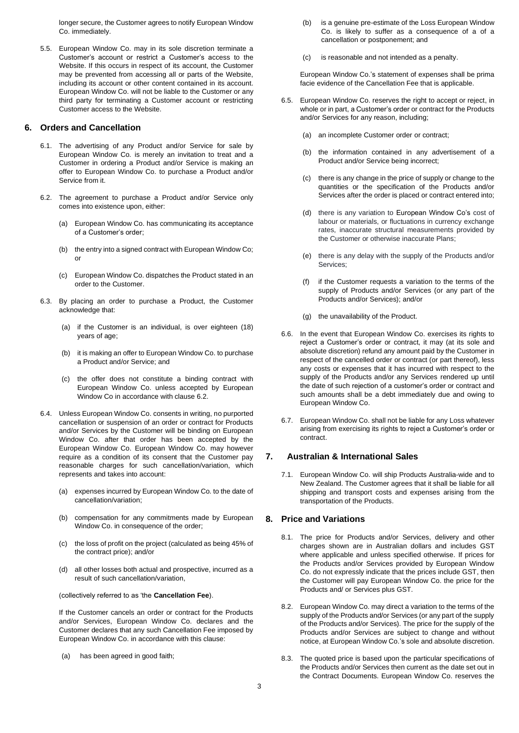longer secure, the Customer agrees to notify European Window Co. immediately.

5.5. European Window Co. may in its sole discretion terminate a Customer's account or restrict a Customer's access to the Website. If this occurs in respect of its account, the Customer may be prevented from accessing all or parts of the Website, including its account or other content contained in its account. European Window Co. will not be liable to the Customer or any third party for terminating a Customer account or restricting Customer access to the Website.

## 6. Orders and Cancellation

6.1. The advertising of any Product and/or Service for sale by European Window Co. is merely an invitation to treat and a Customer in ordering a Product and/or Service is making an offer to European Window Co. to purchase a Product and/or Service from it.

6.2. The agreement to purchase a Product and/or Service only comes into existence upon, either:

(a) European Window Co. has communicating its acceptance of a Customer's order;

(b) the entry into a signed contract with European Window Co; or

(c) European Window Co. dispatches the Product stated in an order to the Customer.

6.3. By placing an order to purchase a Product, the Customer acknowledge that:

(a) if the Customer is an individual, is over eighteen (18) years of age;

(b) it is making an offer to European Window Co. to purchase a Product and/or Service; and

(c) the offer does not constitute a binding contract with European Window Co. unless accepted by European Window Co in accordance with clause 6.2.

6.4. Unless European Window Co. consents in writing, no purported cancellation or suspension of an order or contract for Products and/or Services by the Customer will be binding on European Window Co. after that order has been accepted by the European Window Co. European Window Co. may however require as a condition of its consent that the Customer pay reasonable charges for such cancellation/variation, which represents and takes into account:

(a) expenses incurred by European Window Co. to the date of cancellation/variation;

(b) compensation for any commitments made by European Window Co. in consequence of the order;

(c) the loss of profit on the project (calculated as being 45% of the contract price); and/or

(d) all other losses both actual and prospective, incurred as a result of such cancellation/variation,

(collectively referred to as 'the **Cancellation Fee**).

If the Customer cancels an order or contract for the Products and/or Services, European Window Co. declares and the Customer declares that any such Cancellation Fee imposed by European Window Co. in accordance with this clause:

(a) has been agreed in good faith;

(b) is a genuine pre-estimate of the Loss European Window Co. is likely to suffer as a consequence of a of a cancellation or postponement; and

(c) is reasonable and not intended as a penalty.

European Window Co.'s statement of expenses shall be prima facie evidence of the Cancellation Fee that is applicable.

6.5. European Window Co. reserves the right to accept or reject, in whole or in part, a Customer's order or contract for the Products and/or Services for any reason, including;

(a) an incomplete Customer order or contract;

(b) the information contained in any advertisement of a Product and/or Service being incorrect;

(c) there is any change in the price of supply or change to the quantities or the specification of the Products and/or Services after the order is placed or contract entered into;

(d) there is any variation to European Window Co's cost of labour or materials, or fluctuations in currency exchange rates, inaccurate structural measurements provided by the Customer or otherwise inaccurate Plans;

(e) there is any delay with the supply of the Products and/or Services;

(f) if the Customer requests a variation to the terms of the supply of Products and/or Services (or any part of the Products and/or Services); and/or

(g) the unavailability of the Product.

6.6. In the event that European Window Co. exercises its rights to reject a Customer's order or contract, it may (at its sole and absolute discretion) refund any amount paid by the Customer in respect of the cancelled order or contract (or part thereof), less any costs or expenses that it has incurred with respect to the supply of the Products and/or any Services rendered up until the date of such rejection of a customer's order or contract and such amounts shall be a debt immediately due and owing to European Window Co.

6.7. European Window Co. shall not be liable for any Loss whatever arising from exercising its rights to reject a Customer's order or contract.

## 7. Australian & International Sales

7.1. European Window Co. will ship Products Australia-wide and to New Zealand. The Customer agrees that it shall be liable for all shipping and transport costs and expenses arising from the transportation of the Products.

## 8. Price and Variations

8.1. The price for Products and/or Services, delivery and other charges shown are in Australian dollars and includes GST where applicable and unless specified otherwise. If prices for the Products and/or Services provided by European Window Co. do not expressly indicate that the prices include GST, then the Customer will pay European Window Co. the price for the Products and/ or Services plus GST.

8.2. European Window Co. may direct a variation to the terms of the supply of the Products and/or Services (or any part of the supply of the Products and/or Services). The price for the supply of the Products and/or Services are subject to change and without notice, at European Window Co.'s sole and absolute discretion.

8.3. The quoted price is based upon the particular specifications of the Products and/or Services then current as the date set out in the Contract Documents. European Window Co. reserves the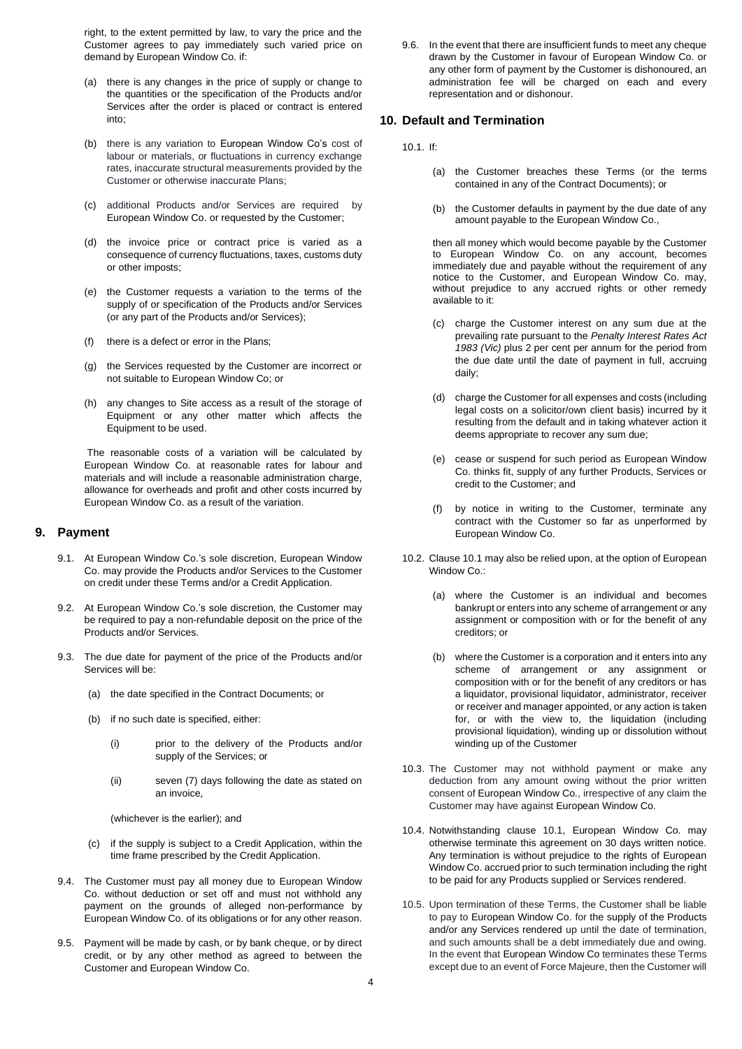right, to the extent permitted by law, to vary the price and the Customer agrees to pay immediately such varied price on demand by European Window Co. if:

(a) there is any changes in the price of supply or change to the quantities or the specification of the Products and/or Services after the order is placed or contract is entered into;

(b) there is any variation to European Window Co's cost of labour or materials, or fluctuations in currency exchange rates, inaccurate structural measurements provided by the Customer or otherwise inaccurate Plans;

(c) additional Products and/or Services are required by European Window Co. or requested by the Customer;

(d) the invoice price or contract price is varied as a consequence of currency fluctuations, taxes, customs duty or other imposts;

(e) the Customer requests a variation to the terms of the supply of or specification of the Products and/or Services (or any part of the Products and/or Services);

(f) there is a defect or error in the Plans;

(g) the Services requested by the Customer are incorrect or not suitable to European Window Co; or

(h) any changes to Site access as a result of the storage of Equipment or any other matter which affects the Equipment to be used.

The reasonable costs of a variation will be calculated by European Window Co. at reasonable rates for labour and materials and will include a reasonable administration charge, allowance for overheads and profit and other costs incurred by European Window Co. as a result of the variation.

## 9. Payment

9.1. At European Window Co.'s sole discretion, European Window Co. may provide the Products and/or Services to the Customer on credit under these Terms and/or a Credit Application.

9.2. At European Window Co.'s sole discretion, the Customer may be required to pay a non-refundable deposit on the price of the Products and/or Services.

9.3. The due date for payment of the price of the Products and/or Services will be:

(a) the date specified in the Contract Documents; or

(b) if no such date is specified, either:

(i) prior to the delivery of the Products and/or supply of the Services; or

(ii) seven (7) days following the date as stated on an invoice,

(whichever is the earlier); and

(c) if the supply is subject to a Credit Application, within the time frame prescribed by the Credit Application.

9.4. The Customer must pay all money due to European Window Co. without deduction or set off and must not withhold any payment on the grounds of alleged non-performance by European Window Co. of its obligations or for any other reason.

9.5. Payment will be made by cash, or by bank cheque, or by direct credit, or by any other method as agreed to between the Customer and European Window Co.

9.6. In the event that there are insufficient funds to meet any cheque drawn by the Customer in favour of European Window Co. or any other form of payment by the Customer is dishonoured, an administration fee will be charged on each and every representation and or dishonour.

## 10. Default and Termination

10.1. If:

(a) the Customer breaches these Terms (or the terms contained in any of the Contract Documents); or

(b) the Customer defaults in payment by the due date of any amount payable to the European Window Co.,

then all money which would become payable by the Customer to European Window Co. on any account, becomes immediately due and payable without the requirement of any notice to the Customer, and European Window Co. may, without prejudice to any accrued rights or other remedy available to it:

(c) charge the Customer interest on any sum due at the prevailing rate pursuant to the *Penalty Interest Rates Act 1983 (Vic)* plus 2 per cent per annum for the period from the due date until the date of payment in full, accruing daily;

(d) charge the Customer for all expenses and costs (including legal costs on a solicitor/own client basis) incurred by it resulting from the default and in taking whatever action it deems appropriate to recover any sum due;

(e) cease or suspend for such period as European Window Co. thinks fit, supply of any further Products, Services or credit to the Customer; and

(f) by notice in writing to the Customer, terminate any contract with the Customer so far as unperformed by European Window Co.

10.2. Clause 10.1 may also be relied upon, at the option of European Window Co.:

(a) where the Customer is an individual and becomes bankrupt or enters into any scheme of arrangement or any assignment or composition with or for the benefit of any creditors; or

(b) where the Customer is a corporation and it enters into any scheme of arrangement or any assignment or composition with or for the benefit of any creditors or has a liquidator, provisional liquidator, administrator, receiver or receiver and manager appointed, or any action is taken for, or with the view to, the liquidation (including provisional liquidation), winding up or dissolution without winding up of the Customer

10.3. The Customer may not withhold payment or make any deduction from any amount owing without the prior written consent of European Window Co., irrespective of any claim the Customer may have against European Window Co.

10.4. Notwithstanding clause 10.1, European Window Co. may otherwise terminate this agreement on 30 days written notice. Any termination is without prejudice to the rights of European Window Co. accrued prior to such termination including the right to be paid for any Products supplied or Services rendered.

10.5. Upon termination of these Terms, the Customer shall be liable to pay to European Window Co. for the supply of the Products and/or any Services rendered up until the date of termination, and such amounts shall be a debt immediately due and owing. In the event that European Window Co terminates these Terms except due to an event of Force Majeure, then the Customer will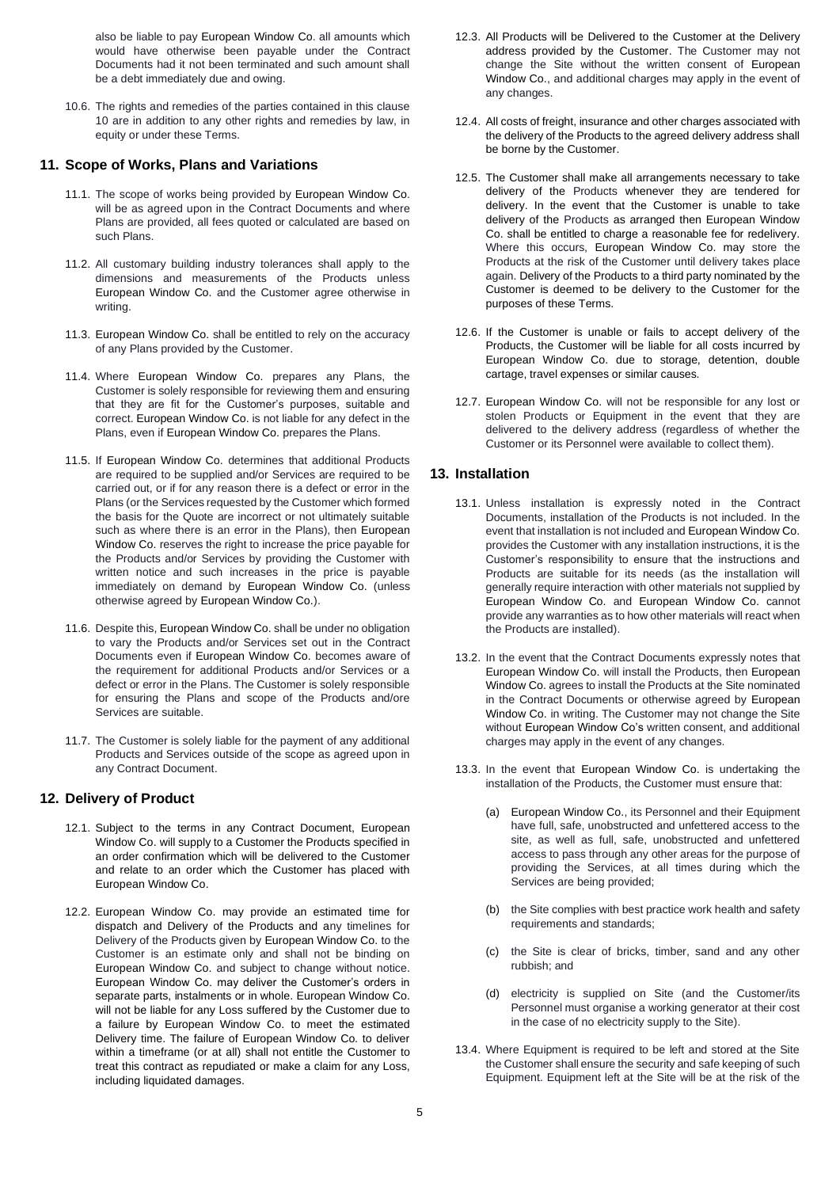also be liable to pay European Window Co. all amounts which would have otherwise been payable under the Contract Documents had it not been terminated and such amount shall be a debt immediately due and owing.

10.6. The rights and remedies of the parties contained in this clause 10 are in addition to any other rights and remedies by law, in equity or under these Terms.

## 11. Scope of Works, Plans and Variations

11.1. The scope of works being provided by European Window Co. will be as agreed upon in the Contract Documents and where Plans are provided, all fees quoted or calculated are based on such Plans.

11.2. All customary building industry tolerances shall apply to the dimensions and measurements of the Products unless European Window Co. and the Customer agree otherwise in writing.

11.3. European Window Co. shall be entitled to rely on the accuracy of any Plans provided by the Customer.

11.4. Where European Window Co. prepares any Plans, the Customer is solely responsible for reviewing them and ensuring that they are fit for the Customer's purposes, suitable and correct. European Window Co. is not liable for any defect in the Plans, even if European Window Co. prepares the Plans.

11.5. If European Window Co. determines that additional Products are required to be supplied and/or Services are required to be carried out, or if for any reason there is a defect or error in the Plans (or the Services requested by the Customer which formed the basis for the Quote are incorrect or not ultimately suitable such as where there is an error in the Plans), then European Window Co. reserves the right to increase the price payable for the Products and/or Services by providing the Customer with written notice and such increases in the price is payable immediately on demand by European Window Co. (unless otherwise agreed by European Window Co.).

11.6. Despite this, European Window Co. shall be under no obligation to vary the Products and/or Services set out in the Contract Documents even if European Window Co. becomes aware of the requirement for additional Products and/or Services or a defect or error in the Plans. The Customer is solely responsible for ensuring the Plans and scope of the Products and/ore Services are suitable.

11.7. The Customer is solely liable for the payment of any additional Products and Services outside of the scope as agreed upon in any Contract Document.

## 12. Delivery of Product

12.1. Subject to the terms in any Contract Document, European Window Co. will supply to a Customer the Products specified in an order confirmation which will be delivered to the Customer and relate to an order which the Customer has placed with European Window Co.

12.2. European Window Co. may provide an estimated time for dispatch and Delivery of the Products and any timelines for Delivery of the Products given by European Window Co. to the Customer is an estimate only and shall not be binding on European Window Co. and subject to change without notice. European Window Co. may deliver the Customer's orders in separate parts, instalments or in whole. European Window Co. will not be liable for any Loss suffered by the Customer due to a failure by European Window Co. to meet the estimated Delivery time. The failure of European Window Co. to deliver within a timeframe (or at all) shall not entitle the Customer to treat this contract as repudiated or make a claim for any Loss, including liquidated damages.

12.3. All Products will be Delivered to the Customer at the Delivery address provided by the Customer. The Customer may not change the Site without the written consent of European Window Co., and additional charges may apply in the event of any changes.

12.4. All costs of freight, insurance and other charges associated with the delivery of the Products to the agreed delivery address shall be borne by the Customer.

12.5. The Customer shall make all arrangements necessary to take delivery of the Products whenever they are tendered for delivery. In the event that the Customer is unable to take delivery of the Products as arranged then European Window Co. shall be entitled to charge a reasonable fee for redelivery. Where this occurs, European Window Co. may store the Products at the risk of the Customer until delivery takes place again. Delivery of the Products to a third party nominated by the Customer is deemed to be delivery to the Customer for the purposes of these Terms.

12.6. If the Customer is unable or fails to accept delivery of the Products, the Customer will be liable for all costs incurred by European Window Co. due to storage, detention, double cartage, travel expenses or similar causes.

12.7. European Window Co. will not be responsible for any lost or stolen Products or Equipment in the event that they are delivered to the delivery address (regardless of whether the Customer or its Personnel were available to collect them).

## 13. Installation

13.1. Unless installation is expressly noted in the Contract Documents, installation of the Products is not included. In the event that installation is not included and European Window Co. provides the Customer with any installation instructions, it is the Customer's responsibility to ensure that the instructions and Products are suitable for its needs (as the installation will generally require interaction with other materials not supplied by European Window Co. and European Window Co. cannot provide any warranties as to how other materials will react when the Products are installed).

13.2. In the event that the Contract Documents expressly notes that European Window Co. will install the Products, then European Window Co. agrees to install the Products at the Site nominated in the Contract Documents or otherwise agreed by European Window Co. in writing. The Customer may not change the Site without European Window Co's written consent, and additional charges may apply in the event of any changes.

13.3. In the event that European Window Co. is undertaking the installation of the Products, the Customer must ensure that:

(a) European Window Co., its Personnel and their Equipment have full, safe, unobstructed and unfettered access to the site, as well as full, safe, unobstructed and unfettered access to pass through any other areas for the purpose of providing the Services, at all times during which the Services are being provided;

(b) the Site complies with best practice work health and safety requirements and standards;

(c) the Site is clear of bricks, timber, sand and any other rubbish; and

(d) electricity is supplied on Site (and the Customer/its Personnel must organise a working generator at their cost in the case of no electricity supply to the Site).

13.4. Where Equipment is required to be left and stored at the Site the Customer shall ensure the security and safe keeping of such Equipment. Equipment left at the Site will be at the risk of the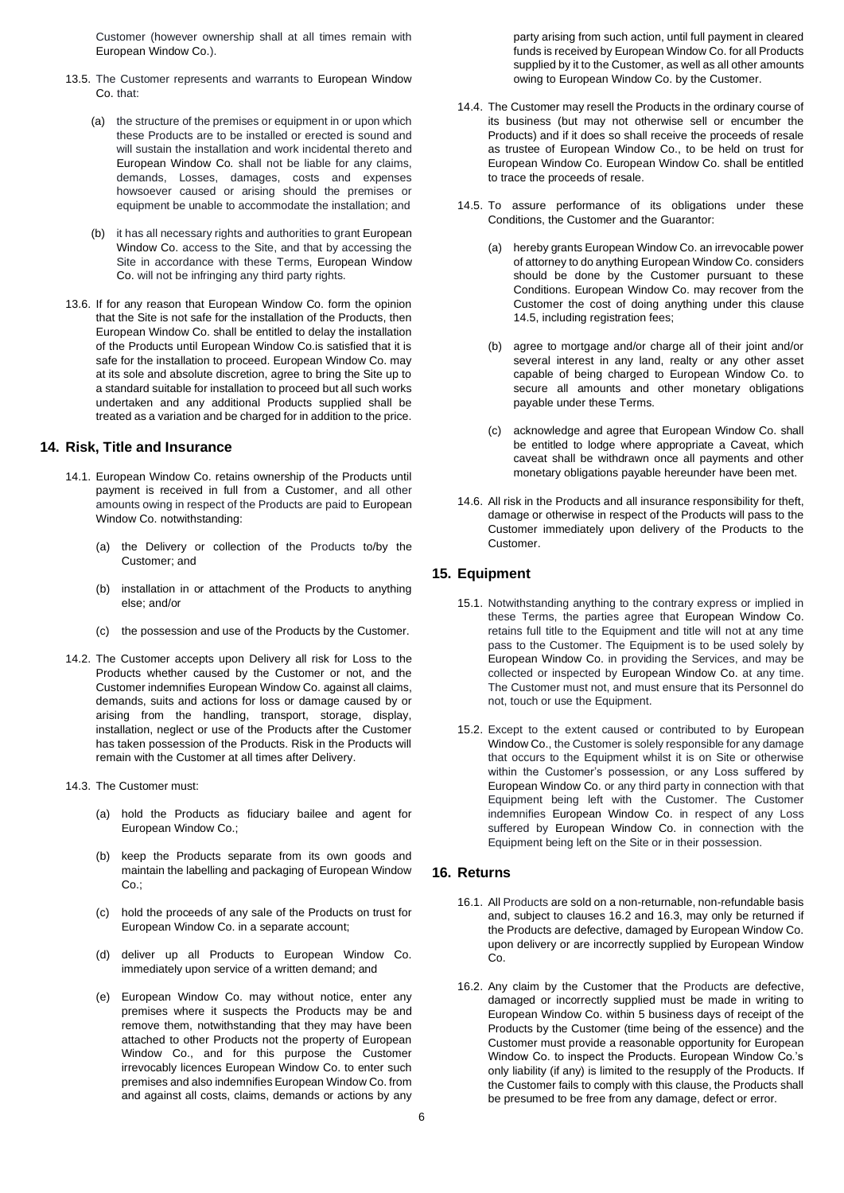Customer (however ownership shall at all times remain with European Window Co.).

13.5. The Customer represents and warrants to European Window Co. that:

(a) the structure of the premises or equipment in or upon which these Products are to be installed or erected is sound and will sustain the installation and work incidental thereto and European Window Co. shall not be liable for any claims, demands, Losses, damages, costs and expenses howsoever caused or arising should the premises or equipment be unable to accommodate the installation; and

(b) it has all necessary rights and authorities to grant European Window Co. access to the Site, and that by accessing the Site in accordance with these Terms, European Window Co. will not be infringing any third party rights.

13.6. If for any reason that European Window Co. form the opinion that the Site is not safe for the installation of the Products, then European Window Co. shall be entitled to delay the installation of the Products until European Window Co.is satisfied that it is safe for the installation to proceed. European Window Co. may at its sole and absolute discretion, agree to bring the Site up to a standard suitable for installation to proceed but all such works undertaken and any additional Products supplied shall be treated as a variation and be charged for in addition to the price.

## 14. Risk, Title and Insurance

14.1. European Window Co. retains ownership of the Products until payment is received in full from a Customer, and all other amounts owing in respect of the Products are paid to European Window Co. notwithstanding:

(a) the Delivery or collection of the Products to/by the Customer; and

(b) installation in or attachment of the Products to anything else; and/or

(c) the possession and use of the Products by the Customer.

14.2. The Customer accepts upon Delivery all risk for Loss to the Products whether caused by the Customer or not, and the Customer indemnifies European Window Co. against all claims, demands, suits and actions for loss or damage caused by or arising from the handling, transport, storage, display, installation, neglect or use of the Products after the Customer has taken possession of the Products. Risk in the Products will remain with the Customer at all times after Delivery.

14.3. The Customer must:

(a) hold the Products as fiduciary bailee and agent for European Window Co.;

(b) keep the Products separate from its own goods and maintain the labelling and packaging of European Window Co.;

(c) hold the proceeds of any sale of the Products on trust for European Window Co. in a separate account;

(d) deliver up all Products to European Window Co. immediately upon service of a written demand; and

(e) European Window Co. may without notice, enter any premises where it suspects the Products may be and remove them, notwithstanding that they may have been attached to other Products not the property of European Window Co., and for this purpose the Customer irrevocably licences European Window Co. to enter such premises and also indemnifies European Window Co. from and against all costs, claims, demands or actions by any party arising from such action, until full payment in cleared funds is received by European Window Co. for all Products supplied by it to the Customer, as well as all other amounts owing to European Window Co. by the Customer.

14.4. The Customer may resell the Products in the ordinary course of its business (but may not otherwise sell or encumber the Products) and if it does so shall receive the proceeds of resale as trustee of European Window Co., to be held on trust for European Window Co. European Window Co. shall be entitled to trace the proceeds of resale.

14.5. To assure performance of its obligations under these Conditions, the Customer and the Guarantor:

(a) hereby grants European Window Co. an irrevocable power of attorney to do anything European Window Co. considers should be done by the Customer pursuant to these Conditions. European Window Co. may recover from the Customer the cost of doing anything under this clause 14.5, including registration fees;

(b) agree to mortgage and/or charge all of their joint and/or several interest in any land, realty or any other asset capable of being charged to European Window Co. to secure all amounts and other monetary obligations payable under these Terms.

(c) acknowledge and agree that European Window Co. shall be entitled to lodge where appropriate a Caveat, which caveat shall be withdrawn once all payments and other monetary obligations payable hereunder have been met.

14.6. All risk in the Products and all insurance responsibility for theft, damage or otherwise in respect of the Products will pass to the Customer immediately upon delivery of the Products to the Customer.

## 15. Equipment

15.1. Notwithstanding anything to the contrary express or implied in these Terms, the parties agree that European Window Co. retains full title to the Equipment and title will not at any time pass to the Customer. The Equipment is to be used solely by European Window Co. in providing the Services, and may be collected or inspected by European Window Co. at any time. The Customer must not, and must ensure that its Personnel do not, touch or use the Equipment.

15.2. Except to the extent caused or contributed to by European Window Co., the Customer is solely responsible for any damage that occurs to the Equipment whilst it is on Site or otherwise within the Customer's possession, or any Loss suffered by European Window Co. or any third party in connection with that Equipment being left with the Customer. The Customer indemnifies European Window Co. in respect of any Loss suffered by European Window Co. in connection with the Equipment being left on the Site or in their possession.

## 16. Returns

16.1. All Products are sold on a non-returnable, non-refundable basis and, subject to clauses 16.2 and 16.3, may only be returned if the Products are defective, damaged by European Window Co. upon delivery or are incorrectly supplied by European Window Co.

16.2. Any claim by the Customer that the Products are defective, damaged or incorrectly supplied must be made in writing to European Window Co. within 5 business days of receipt of the Products by the Customer (time being of the essence) and the Customer must provide a reasonable opportunity for European Window Co. to inspect the Products. European Window Co.'s only liability (if any) is limited to the resupply of the Products. If the Customer fails to comply with this clause, the Products shall be presumed to be free from any damage, defect or error.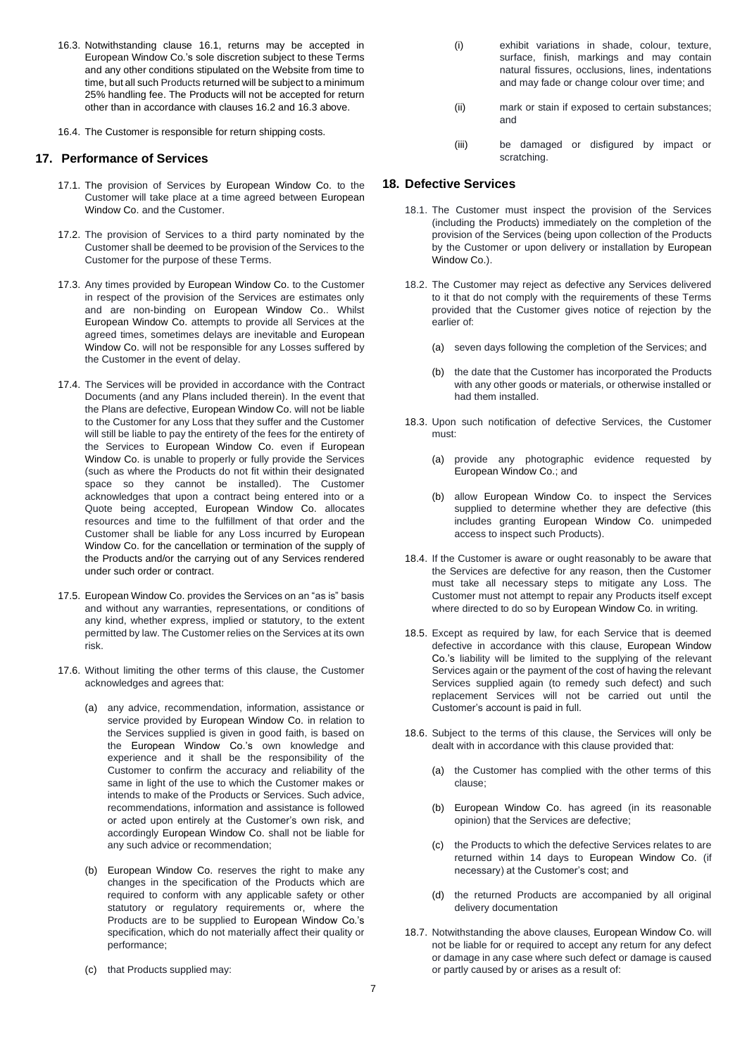16.3. Notwithstanding clause 16.1, returns may be accepted in European Window Co.'s sole discretion subject to these Terms and any other conditions stipulated on the Website from time to time, but all such Products returned will be subject to a minimum 25% handling fee. The Products will not be accepted for return other than in accordance with clauses 16.2 and 16.3 above.

16.4. The Customer is responsible for return shipping costs.

## 17. Performance of Services

17.1. The provision of Services by European Window Co. to the Customer will take place at a time agreed between European Window Co. and the Customer.

17.2. The provision of Services to a third party nominated by the Customer shall be deemed to be provision of the Services to the Customer for the purpose of these Terms.

17.3. Any times provided by European Window Co. to the Customer in respect of the provision of the Services are estimates only and are non-binding on European Window Co.. Whilst European Window Co. attempts to provide all Services at the agreed times, sometimes delays are inevitable and European Window Co. will not be responsible for any Losses suffered by the Customer in the event of delay.

17.4. The Services will be provided in accordance with the Contract Documents (and any Plans included therein). In the event that the Plans are defective, European Window Co. will not be liable to the Customer for any Loss that they suffer and the Customer will still be liable to pay the entirety of the fees for the entirety of the Services to European Window Co. even if European Window Co. is unable to properly or fully provide the Services (such as where the Products do not fit within their designated space so they cannot be installed). The Customer acknowledges that upon a contract being entered into or a Quote being accepted, European Window Co. allocates resources and time to the fulfillment of that order and the Customer shall be liable for any Loss incurred by European Window Co. for the cancellation or termination of the supply of the Products and/or the carrying out of any Services rendered under such order or contract.

17.5. European Window Co. provides the Services on an "as is" basis and without any warranties, representations, or conditions of any kind, whether express, implied or statutory, to the extent permitted by law. The Customer relies on the Services at its own risk.

17.6. Without limiting the other terms of this clause, the Customer acknowledges and agrees that:

(a) any advice, recommendation, information, assistance or service provided by European Window Co. in relation to the Services supplied is given in good faith, is based on the European Window Co.'s own knowledge and experience and it shall be the responsibility of the Customer to confirm the accuracy and reliability of the same in light of the use to which the Customer makes or intends to make of the Products or Services. Such advice, recommendations, information and assistance is followed or acted upon entirely at the Customer's own risk, and accordingly European Window Co. shall not be liable for any such advice or recommendation;

(b) European Window Co. reserves the right to make any changes in the specification of the Products which are required to conform with any applicable safety or other statutory or regulatory requirements or, where the Products are to be supplied to European Window Co.'s specification, which do not materially affect their quality or performance;

(c) that Products supplied may:

(i) exhibit variations in shade, colour, texture, surface, finish, markings and may contain natural fissures, occlusions, lines, indentations and may fade or change colour over time; and

(ii) mark or stain if exposed to certain substances; and

(iii) be damaged or disfigured by impact or scratching.

## 18. Defective Services

18.1. The Customer must inspect the provision of the Services (including the Products) immediately on the completion of the provision of the Services (being upon collection of the Products by the Customer or upon delivery or installation by European Window Co.).

18.2. The Customer may reject as defective any Services delivered to it that do not comply with the requirements of these Terms provided that the Customer gives notice of rejection by the earlier of:

(a) seven days following the completion of the Services; and

(b) the date that the Customer has incorporated the Products with any other goods or materials, or otherwise installed or had them installed.

18.3. Upon such notification of defective Services, the Customer must:

(a) provide any photographic evidence requested by European Window Co.; and

(b) allow European Window Co. to inspect the Services supplied to determine whether they are defective (this includes granting European Window Co. unimpeded access to inspect such Products).

18.4. If the Customer is aware or ought reasonably to be aware that the Services are defective for any reason, then the Customer must take all necessary steps to mitigate any Loss. The Customer must not attempt to repair any Products itself except where directed to do so by European Window Co. in writing.

18.5. Except as required by law, for each Service that is deemed defective in accordance with this clause, European Window Co.'s liability will be limited to the supplying of the relevant Services again or the payment of the cost of having the relevant Services supplied again (to remedy such defect) and such replacement Services will not be carried out until the Customer's account is paid in full.

18.6. Subject to the terms of this clause, the Services will only be dealt with in accordance with this clause provided that:

(a) the Customer has complied with the other terms of this clause;

(b) European Window Co. has agreed (in its reasonable opinion) that the Services are defective;

(c) the Products to which the defective Services relates to are returned within 14 days to European Window Co. (if necessary) at the Customer's cost; and

(d) the returned Products are accompanied by all original delivery documentation

18.7. Notwithstanding the above clauses, European Window Co. will not be liable for or required to accept any return for any defect or damage in any case where such defect or damage is caused or partly caused by or arises as a result of: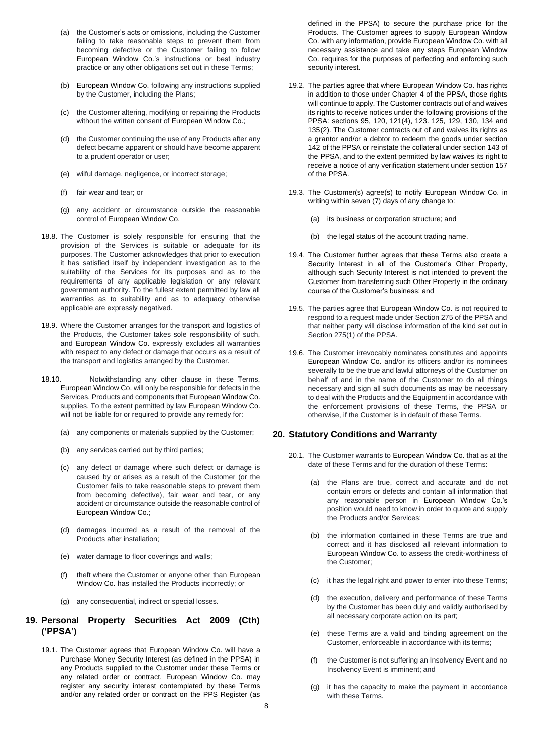(a) the Customer's acts or omissions, including the Customer failing to take reasonable steps to prevent them from becoming defective or the Customer failing to follow European Window Co.'s instructions or best industry practice or any other obligations set out in these Terms;

(b) European Window Co. following any instructions supplied by the Customer, including the Plans;

(c) the Customer altering, modifying or repairing the Products without the written consent of European Window Co.;

(d) the Customer continuing the use of any Products after any defect became apparent or should have become apparent to a prudent operator or user;

(e) wilful damage, negligence, or incorrect storage;

(f) fair wear and tear; or

(g) any accident or circumstance outside the reasonable control of European Window Co.

18.8. The Customer is solely responsible for ensuring that the provision of the Services is suitable or adequate for its purposes. The Customer acknowledges that prior to execution it has satisfied itself by independent investigation as to the suitability of the Services for its purposes and as to the requirements of any applicable legislation or any relevant government authority. To the fullest extent permitted by law all warranties as to suitability and as to adequacy otherwise applicable are expressly negatived.

18.9. Where the Customer arranges for the transport and logistics of the Products, the Customer takes sole responsibility of such, and European Window Co. expressly excludes all warranties with respect to any defect or damage that occurs as a result of the transport and logistics arranged by the Customer.

18.10. Notwithstanding any other clause in these Terms, European Window Co. will only be responsible for defects in the Services, Products and components that European Window Co. supplies. To the extent permitted by law European Window Co. will not be liable for or required to provide any remedy for:

(a) any components or materials supplied by the Customer;

(b) any services carried out by third parties;

(c) any defect or damage where such defect or damage is caused by or arises as a result of the Customer (or the Customer fails to take reasonable steps to prevent them from becoming defective), fair wear and tear, or any accident or circumstance outside the reasonable control of European Window Co.;

(d) damages incurred as a result of the removal of the Products after installation;

(e) water damage to floor coverings and walls;

(f) theft where the Customer or anyone other than European Window Co. has installed the Products incorrectly; or

(g) any consequential, indirect or special losses.

## 19. Personal Property Securities Act 2009 (Cth) ('PPSA')

19.1. The Customer agrees that European Window Co. will have a Purchase Money Security Interest (as defined in the PPSA) in any Products supplied to the Customer under these Terms or any related order or contract. European Window Co. may register any security interest contemplated by these Terms and/or any related order or contract on the PPS Register (as defined in the PPSA) to secure the purchase price for the Products. The Customer agrees to supply European Window Co. with any information, provide European Window Co. with all necessary assistance and take any steps European Window Co. requires for the purposes of perfecting and enforcing such security interest.

19.2. The parties agree that where European Window Co. has rights in addition to those under Chapter 4 of the PPSA, those rights will continue to apply. The Customer contracts out of and waives its rights to receive notices under the following provisions of the PPSA: sections 95, 120, 121(4), 123. 125, 129, 130, 134 and 135(2). The Customer contracts out of and waives its rights as a grantor and/or a debtor to redeem the goods under section 142 of the PPSA or reinstate the collateral under section 143 of the PPSA, and to the extent permitted by law waives its right to receive a notice of any verification statement under section 157 of the PPSA.

19.3. The Customer(s) agree(s) to notify European Window Co. in writing within seven (7) days of any change to:

(a) its business or corporation structure; and

(b) the legal status of the account trading name.

19.4. The Customer further agrees that these Terms also create a Security Interest in all of the Customer's Other Property, although such Security Interest is not intended to prevent the Customer from transferring such Other Property in the ordinary course of the Customer's business; and

19.5. The parties agree that European Window Co. is not required to respond to a request made under Section 275 of the PPSA and that neither party will disclose information of the kind set out in Section 275(1) of the PPSA.

19.6. The Customer irrevocably nominates constitutes and appoints European Window Co. and/or its officers and/or its nominees severally to be the true and lawful attorneys of the Customer on behalf of and in the name of the Customer to do all things necessary and sign all such documents as may be necessary to deal with the Products and the Equipment in accordance with the enforcement provisions of these Terms, the PPSA or otherwise, if the Customer is in default of these Terms.

## 20. Statutory Conditions and Warranty

20.1. The Customer warrants to European Window Co. that as at the date of these Terms and for the duration of these Terms:

(a) the Plans are true, correct and accurate and do not contain errors or defects and contain all information that any reasonable person in European Window Co.'s position would need to know in order to quote and supply the Products and/or Services;

(b) the information contained in these Terms are true and correct and it has disclosed all relevant information to European Window Co. to assess the credit-worthiness of the Customer;

(c) it has the legal right and power to enter into these Terms;

(d) the execution, delivery and performance of these Terms by the Customer has been duly and validly authorised by all necessary corporate action on its part;

(e) these Terms are a valid and binding agreement on the Customer, enforceable in accordance with its terms;

(f) the Customer is not suffering an Insolvency Event and no Insolvency Event is imminent; and

(g) it has the capacity to make the payment in accordance with these Terms.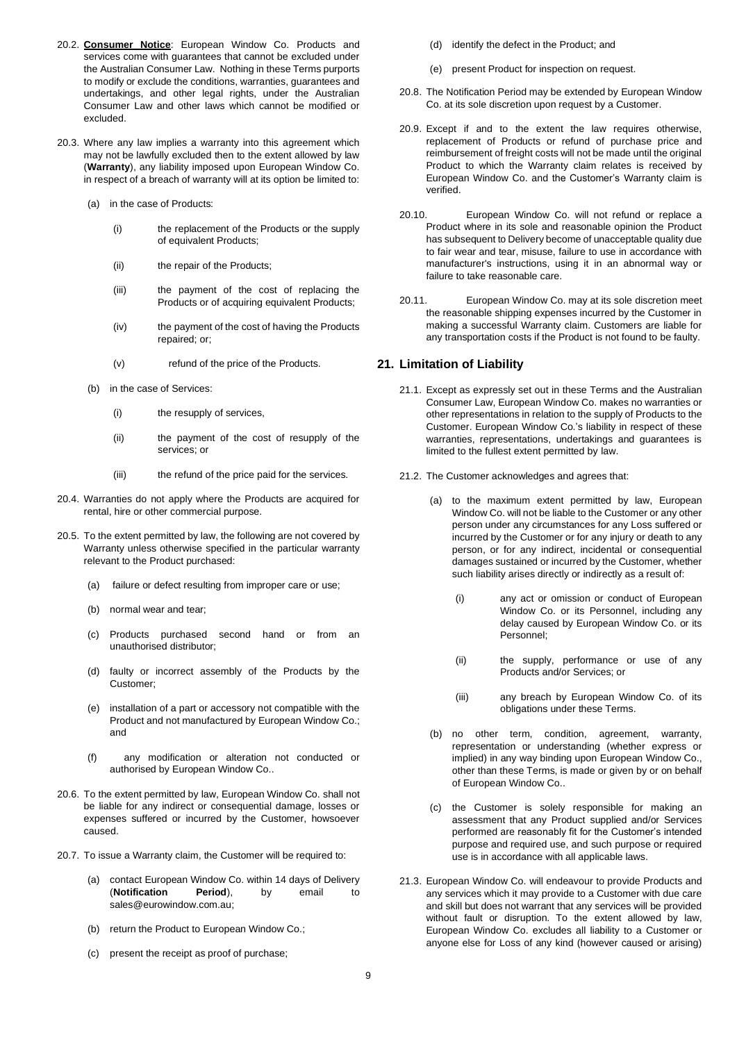20.2. **Consumer Notice**: European Window Co. Products and services come with guarantees that cannot be excluded under the Australian Consumer Law. Nothing in these Terms purports to modify or exclude the conditions, warranties, guarantees and undertakings, and other legal rights, under the Australian Consumer Law and other laws which cannot be modified or excluded.

20.3. Where any law implies a warranty into this agreement which may not be lawfully excluded then to the extent allowed by law (**Warranty**), any liability imposed upon European Window Co. in respect of a breach of warranty will at its option be limited to:

(a) in the case of Products:

(i) the replacement of the Products or the supply of equivalent Products;

(ii) the repair of the Products;

(iii) the payment of the cost of replacing the Products or of acquiring equivalent Products;

(iv) the payment of the cost of having the Products repaired; or;

(v) refund of the price of the Products.

(b) in the case of Services:

(i) the resupply of services,

(ii) the payment of the cost of resupply of the services; or

(iii) the refund of the price paid for the services.

20.4. Warranties do not apply where the Products are acquired for rental, hire or other commercial purpose.

20.5. To the extent permitted by law, the following are not covered by Warranty unless otherwise specified in the particular warranty relevant to the Product purchased:

(a) failure or defect resulting from improper care or use;

(b) normal wear and tear;

(c) Products purchased second hand or from an unauthorised distributor;

(d) faulty or incorrect assembly of the Products by the Customer;

(e) installation of a part or accessory not compatible with the Product and not manufactured by European Window Co.; and

(f) any modification or alteration not conducted or authorised by European Window Co..

20.6. To the extent permitted by law, European Window Co. shall not be liable for any indirect or consequential damage, losses or expenses suffered or incurred by the Customer, howsoever caused.

20.7. To issue a Warranty claim, the Customer will be required to:

(a) contact European Window Co. within 14 days of Delivery (**Notification Period**), by email to sales@eurowindow.com.au;

(b) return the Product to European Window Co.;

(c) present the receipt as proof of purchase;

(d) identify the defect in the Product; and

(e) present Product for inspection on request.

20.8. The Notification Period may be extended by European Window Co. at its sole discretion upon request by a Customer.

20.9. Except if and to the extent the law requires otherwise, replacement of Products or refund of purchase price and reimbursement of freight costs will not be made until the original Product to which the Warranty claim relates is received by European Window Co. and the Customer's Warranty claim is verified.

20.10. European Window Co. will not refund or replace a Product where in its sole and reasonable opinion the Product has subsequent to Delivery become of unacceptable quality due to fair wear and tear, misuse, failure to use in accordance with manufacturer's instructions, using it in an abnormal way or failure to take reasonable care.

20.11. European Window Co. may at its sole discretion meet the reasonable shipping expenses incurred by the Customer in making a successful Warranty claim. Customers are liable for any transportation costs if the Product is not found to be faulty.

## 21. Limitation of Liability

21.1. Except as expressly set out in these Terms and the Australian Consumer Law, European Window Co. makes no warranties or other representations in relation to the supply of Products to the Customer. European Window Co.'s liability in respect of these warranties, representations, undertakings and guarantees is limited to the fullest extent permitted by law.

21.2. The Customer acknowledges and agrees that:

(a) to the maximum extent permitted by law, European Window Co. will not be liable to the Customer or any other person under any circumstances for any Loss suffered or incurred by the Customer or for any injury or death to any person, or for any indirect, incidental or consequential damages sustained or incurred by the Customer, whether such liability arises directly or indirectly as a result of:

(i) any act or omission or conduct of European Window Co. or its Personnel, including any delay caused by European Window Co. or its Personnel;

(ii) the supply, performance or use of any Products and/or Services; or

(iii) any breach by European Window Co. of its obligations under these Terms.

(b) no other term, condition, agreement, warranty, representation or understanding (whether express or implied) in any way binding upon European Window Co., other than these Terms, is made or given by or on behalf of European Window Co..

(c) the Customer is solely responsible for making an assessment that any Product supplied and/or Services performed are reasonably fit for the Customer's intended purpose and required use, and such purpose or required use is in accordance with all applicable laws.

21.3. European Window Co. will endeavour to provide Products and any services which it may provide to a Customer with due care and skill but does not warrant that any services will be provided without fault or disruption. To the extent allowed by law, European Window Co. excludes all liability to a Customer or anyone else for Loss of any kind (however caused or arising)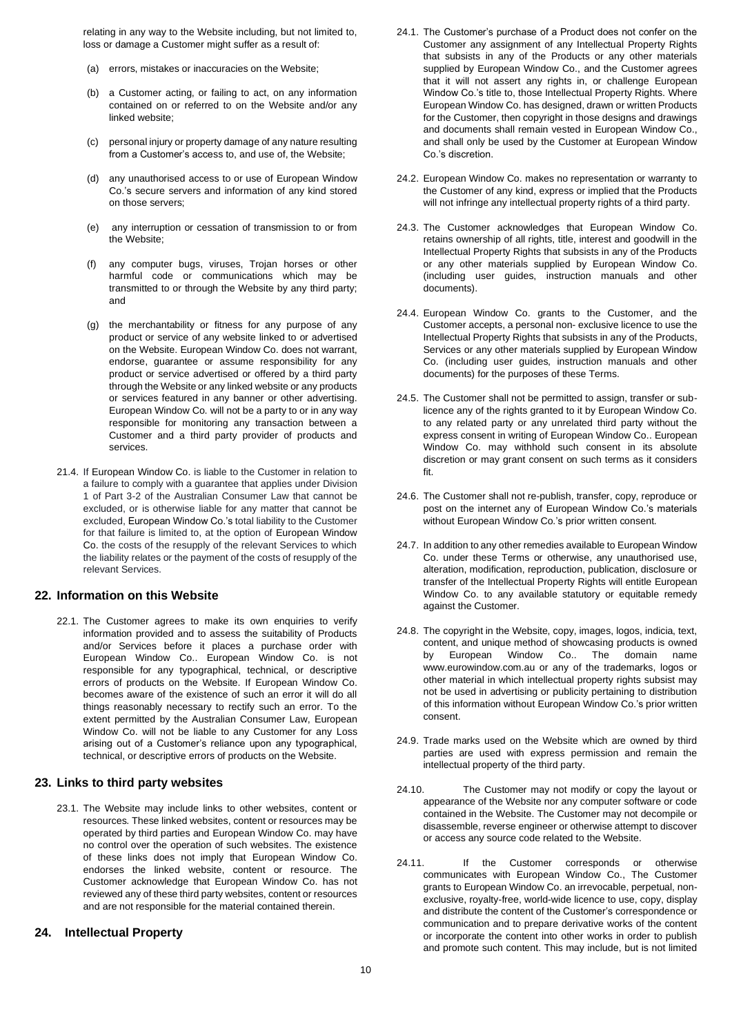relating in any way to the Website including, but not limited to, loss or damage a Customer might suffer as a result of:

(a) errors, mistakes or inaccuracies on the Website;

(b) a Customer acting, or failing to act, on any information contained on or referred to on the Website and/or any linked website;

(c) personal injury or property damage of any nature resulting from a Customer's access to, and use of, the Website;

(d) any unauthorised access to or use of European Window Co.'s secure servers and information of any kind stored on those servers;

(e) any interruption or cessation of transmission to or from the Website;

(f) any computer bugs, viruses, Trojan horses or other harmful code or communications which may be transmitted to or through the Website by any third party; and

(g) the merchantability or fitness for any purpose of any product or service of any website linked to or advertised on the Website. European Window Co. does not warrant, endorse, guarantee or assume responsibility for any product or service advertised or offered by a third party through the Website or any linked website or any products or services featured in any banner or other advertising. European Window Co. will not be a party to or in any way responsible for monitoring any transaction between a Customer and a third party provider of products and services.

21.4. If European Window Co. is liable to the Customer in relation to a failure to comply with a guarantee that applies under Division 1 of Part 3-2 of the Australian Consumer Law that cannot be excluded, or is otherwise liable for any matter that cannot be excluded, European Window Co.'s total liability to the Customer for that failure is limited to, at the option of European Window Co. the costs of the resupply of the relevant Services to which the liability relates or the payment of the costs of resupply of the relevant Services.

## 22. Information on this Website

22.1. The Customer agrees to make its own enquiries to verify information provided and to assess the suitability of Products and/or Services before it places a purchase order with European Window Co.. European Window Co. is not responsible for any typographical, technical, or descriptive errors of products on the Website. If European Window Co. becomes aware of the existence of such an error it will do all things reasonably necessary to rectify such an error. To the extent permitted by the Australian Consumer Law, European Window Co. will not be liable to any Customer for any Loss arising out of a Customer's reliance upon any typographical, technical, or descriptive errors of products on the Website.

## 23. Links to third party websites

23.1. The Website may include links to other websites, content or resources. These linked websites, content or resources may be operated by third parties and European Window Co. may have no control over the operation of such websites. The existence of these links does not imply that European Window Co. endorses the linked website, content or resource. The Customer acknowledge that European Window Co. has not reviewed any of these third party websites, content or resources and are not responsible for the material contained therein.

## 24. Intellectual Property

24.1. The Customer's purchase of a Product does not confer on the Customer any assignment of any Intellectual Property Rights that subsists in any of the Products or any other materials supplied by European Window Co., and the Customer agrees that it will not assert any rights in, or challenge European Window Co.'s title to, those Intellectual Property Rights. Where European Window Co. has designed, drawn or written Products for the Customer, then copyright in those designs and drawings and documents shall remain vested in European Window Co., and shall only be used by the Customer at European Window Co.'s discretion.

24.2. European Window Co. makes no representation or warranty to the Customer of any kind, express or implied that the Products will not infringe any intellectual property rights of a third party.

24.3. The Customer acknowledges that European Window Co. retains ownership of all rights, title, interest and goodwill in the Intellectual Property Rights that subsists in any of the Products or any other materials supplied by European Window Co. (including user guides, instruction manuals and other documents).

24.4. European Window Co. grants to the Customer, and the Customer accepts, a personal non- exclusive licence to use the Intellectual Property Rights that subsists in any of the Products, Services or any other materials supplied by European Window Co. (including user guides, instruction manuals and other documents) for the purposes of these Terms.

24.5. The Customer shall not be permitted to assign, transfer or sub-licence any of the rights granted to it by European Window Co. to any related party or any unrelated third party without the express consent in writing of European Window Co.. European Window Co. may withhold such consent in its absolute discretion or may grant consent on such terms as it considers fit.

24.6. The Customer shall not re-publish, transfer, copy, reproduce or post on the internet any of European Window Co.'s materials without European Window Co.'s prior written consent.

24.7. In addition to any other remedies available to European Window Co. under these Terms or otherwise, any unauthorised use, alteration, modification, reproduction, publication, disclosure or transfer of the Intellectual Property Rights will entitle European Window Co. to any available statutory or equitable remedy against the Customer.

24.8. The copyright in the Website, copy, images, logos, indicia, text, content, and unique method of showcasing products is owned by European Window Co.. The domain name www.eurowindow.com.au or any of the trademarks, logos or other material in which intellectual property rights subsist may not be used in advertising or publicity pertaining to distribution of this information without European Window Co.'s prior written consent.

24.9. Trade marks used on the Website which are owned by third parties are used with express permission and remain the intellectual property of the third party.

24.10. The Customer may not modify or copy the layout or appearance of the Website nor any computer software or code contained in the Website. The Customer may not decompile or disassemble, reverse engineer or otherwise attempt to discover or access any source code related to the Website.

24.11. If the Customer corresponds or otherwise communicates with European Window Co., The Customer grants to European Window Co. an irrevocable, perpetual, non-exclusive, royalty-free, world-wide licence to use, copy, display and distribute the content of the Customer's correspondence or communication and to prepare derivative works of the content or incorporate the content into other works in order to publish and promote such content. This may include, but is not limited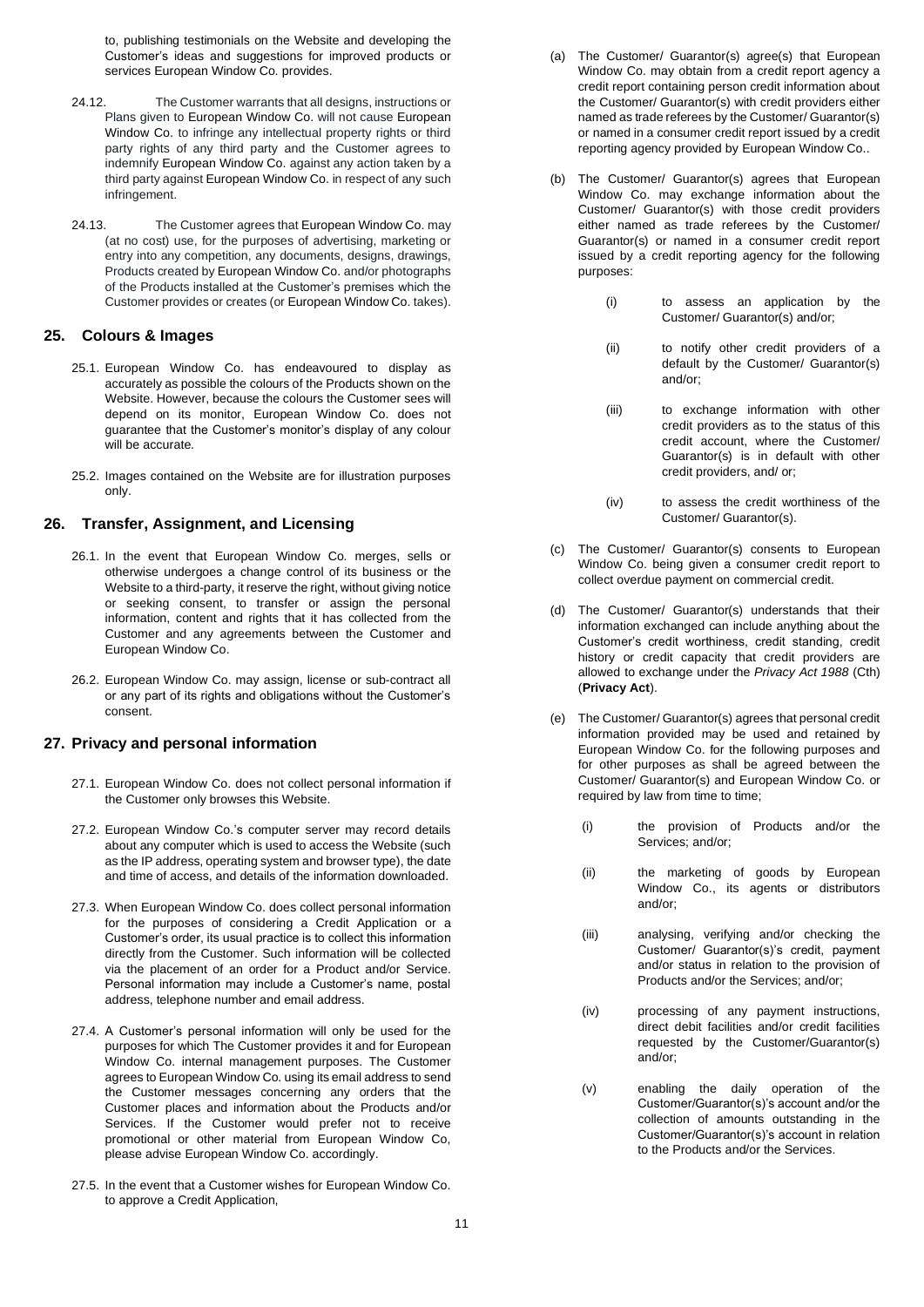to, publishing testimonials on the Website and developing the Customer's ideas and suggestions for improved products or services European Window Co. provides.

24.12. The Customer warrants that all designs, instructions or Plans given to European Window Co. will not cause European Window Co. to infringe any intellectual property rights or third party rights of any third party and the Customer agrees to indemnify European Window Co. against any action taken by a third party against European Window Co. in respect of any such infringement.

24.13. The Customer agrees that European Window Co. may (at no cost) use, for the purposes of advertising, marketing or entry into any competition, any documents, designs, drawings, Products created by European Window Co. and/or photographs of the Products installed at the Customer's premises which the Customer provides or creates (or European Window Co. takes).

## 25. Colours & Images

25.1. European Window Co. has endeavoured to display as accurately as possible the colours of the Products shown on the Website. However, because the colours the Customer sees will depend on its monitor, European Window Co. does not guarantee that the Customer's monitor's display of any colour will be accurate.

25.2. Images contained on the Website are for illustration purposes only.

## 26. Transfer, Assignment, and Licensing

26.1. In the event that European Window Co. merges, sells or otherwise undergoes a change control of its business or the Website to a third-party, it reserve the right, without giving notice or seeking consent, to transfer or assign the personal information, content and rights that it has collected from the Customer and any agreements between the Customer and European Window Co.

26.2. European Window Co. may assign, license or sub-contract all or any part of its rights and obligations without the Customer's consent.

## 27. Privacy and personal information

27.1. European Window Co. does not collect personal information if the Customer only browses this Website.

27.2. European Window Co.'s computer server may record details about any computer which is used to access the Website (such as the IP address, operating system and browser type), the date and time of access, and details of the information downloaded.

27.3. When European Window Co. does collect personal information for the purposes of considering a Credit Application or a Customer's order, its usual practice is to collect this information directly from the Customer. Such information will be collected via the placement of an order for a Product and/or Service. Personal information may include a Customer's name, postal address, telephone number and email address.

27.4. A Customer's personal information will only be used for the purposes for which The Customer provides it and for European Window Co. internal management purposes. The Customer agrees to European Window Co. using its email address to send the Customer messages concerning any orders that the Customer places and information about the Products and/or Services. If the Customer would prefer not to receive promotional or other material from European Window Co, please advise European Window Co. accordingly.

27.5. In the event that a Customer wishes for European Window Co. to approve a Credit Application,

(a) The Customer/ Guarantor(s) agree(s) that European Window Co. may obtain from a credit report agency a credit report containing person credit information about the Customer/ Guarantor(s) with credit providers either named as trade referees by the Customer/ Guarantor(s) or named in a consumer credit report issued by a credit reporting agency provided by European Window Co..

(b) The Customer/ Guarantor(s) agrees that European Window Co. may exchange information about the Customer/ Guarantor(s) with those credit providers either named as trade referees by the Customer/ Guarantor(s) or named in a consumer credit report issued by a credit reporting agency for the following purposes:

(i) to assess an application by the Customer/ Guarantor(s) and/or;

(ii) to notify other credit providers of a default by the Customer/ Guarantor(s) and/or;

(iii) to exchange information with other credit providers as to the status of this credit account, where the Customer/ Guarantor(s) is in default with other credit providers, and/ or;

(iv) to assess the credit worthiness of the Customer/ Guarantor(s).

(c) The Customer/ Guarantor(s) consents to European Window Co. being given a consumer credit report to collect overdue payment on commercial credit.

(d) The Customer/ Guarantor(s) understands that their information exchanged can include anything about the Customer's credit worthiness, credit standing, credit history or credit capacity that credit providers are allowed to exchange under the *Privacy Act 1988* (Cth) (**Privacy Act**).

(e) The Customer/ Guarantor(s) agrees that personal credit information provided may be used and retained by European Window Co. for the following purposes and for other purposes as shall be agreed between the Customer/ Guarantor(s) and European Window Co. or required by law from time to time;

(i) the provision of Products and/or the Services; and/or;

(ii) the marketing of goods by European Window Co., its agents or distributors and/or;

(iii) analysing, verifying and/or checking the Customer/ Guarantor(s)'s credit, payment and/or status in relation to the provision of Products and/or the Services; and/or;

(iv) processing of any payment instructions, direct debit facilities and/or credit facilities requested by the Customer/Guarantor(s) and/or;

(v) enabling the daily operation of the Customer/Guarantor(s)'s account and/or the collection of amounts outstanding in the Customer/Guarantor(s)'s account in relation to the Products and/or the Services.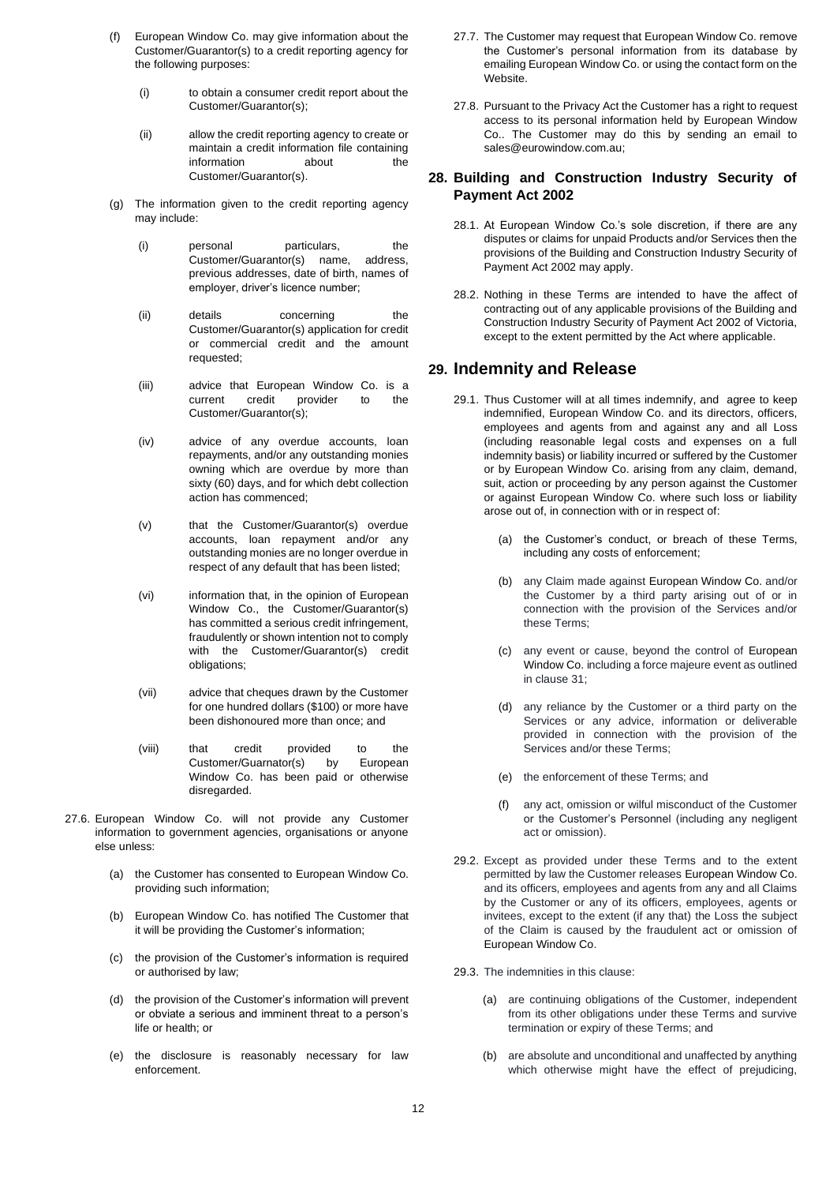(f) European Window Co. may give information about the Customer/Guarantor(s) to a credit reporting agency for the following purposes:

(i) to obtain a consumer credit report about the Customer/Guarantor(s);

(ii) allow the credit reporting agency to create or maintain a credit information file containing information about the Customer/Guarantor(s).

(g) The information given to the credit reporting agency may include:

(i) personal particulars, the Customer/Guarantor(s) name, address, previous addresses, date of birth, names of employer, driver's licence number;

(ii) details concerning the Customer/Guarantor(s) application for credit or commercial credit and the amount requested;

(iii) advice that European Window Co. is a current credit provider to the Customer/Guarantor(s);

(iv) advice of any overdue accounts, loan repayments, and/or any outstanding monies owning which are overdue by more than sixty (60) days, and for which debt collection action has commenced;

(v) that the Customer/Guarantor(s) overdue accounts, loan repayment and/or any outstanding monies are no longer overdue in respect of any default that has been listed;

(vi) information that, in the opinion of European Window Co., the Customer/Guarantor(s) has committed a serious credit infringement, fraudulently or shown intention not to comply with the Customer/Guarantor(s) credit obligations;

(vii) advice that cheques drawn by the Customer for one hundred dollars ($100) or more have been dishonoured more than once; and

(viii) that credit provided to the Customer/Guarnator(s) by European Window Co. has been paid or otherwise disregarded.

27.6. European Window Co. will not provide any Customer information to government agencies, organisations or anyone else unless:

(a) the Customer has consented to European Window Co. providing such information;

(b) European Window Co. has notified The Customer that it will be providing the Customer's information;

(c) the provision of the Customer's information is required or authorised by law;

(d) the provision of the Customer's information will prevent or obviate a serious and imminent threat to a person's life or health; or

(e) the disclosure is reasonably necessary for law enforcement.

27.7. The Customer may request that European Window Co. remove the Customer's personal information from its database by emailing European Window Co. or using the contact form on the Website.

27.8. Pursuant to the Privacy Act the Customer has a right to request access to its personal information held by European Window Co.. The Customer may do this by sending an email to sales@eurowindow.com.au;

## 28. Building and Construction Industry Security of Payment Act 2002

28.1. At European Window Co.'s sole discretion, if there are any disputes or claims for unpaid Products and/or Services then the provisions of the Building and Construction Industry Security of Payment Act 2002 may apply.

28.2. Nothing in these Terms are intended to have the affect of contracting out of any applicable provisions of the Building and Construction Industry Security of Payment Act 2002 of Victoria, except to the extent permitted by the Act where applicable.

## 29. Indemnity and Release

29.1. Thus Customer will at all times indemnify, and agree to keep indemnified, European Window Co. and its directors, officers, employees and agents from and against any and all Loss (including reasonable legal costs and expenses on a full indemnity basis) or liability incurred or suffered by the Customer or by European Window Co. arising from any claim, demand, suit, action or proceeding by any person against the Customer or against European Window Co. where such loss or liability arose out of, in connection with or in respect of:

(a) the Customer's conduct, or breach of these Terms, including any costs of enforcement;

(b) any Claim made against European Window Co. and/or the Customer by a third party arising out of or in connection with the provision of the Services and/or these Terms;

(c) any event or cause, beyond the control of European Window Co. including a force majeure event as outlined in clause 31;

(d) any reliance by the Customer or a third party on the Services or any advice, information or deliverable provided in connection with the provision of the Services and/or these Terms;

(e) the enforcement of these Terms; and

(f) any act, omission or wilful misconduct of the Customer or the Customer's Personnel (including any negligent act or omission).

29.2. Except as provided under these Terms and to the extent permitted by law the Customer releases European Window Co. and its officers, employees and agents from any and all Claims by the Customer or any of its officers, employees, agents or invitees, except to the extent (if any that) the Loss the subject of the Claim is caused by the fraudulent act or omission of European Window Co.

29.3. The indemnities in this clause:

(a) are continuing obligations of the Customer, independent from its other obligations under these Terms and survive termination or expiry of these Terms; and

(b) are absolute and unconditional and unaffected by anything which otherwise might have the effect of prejudicing,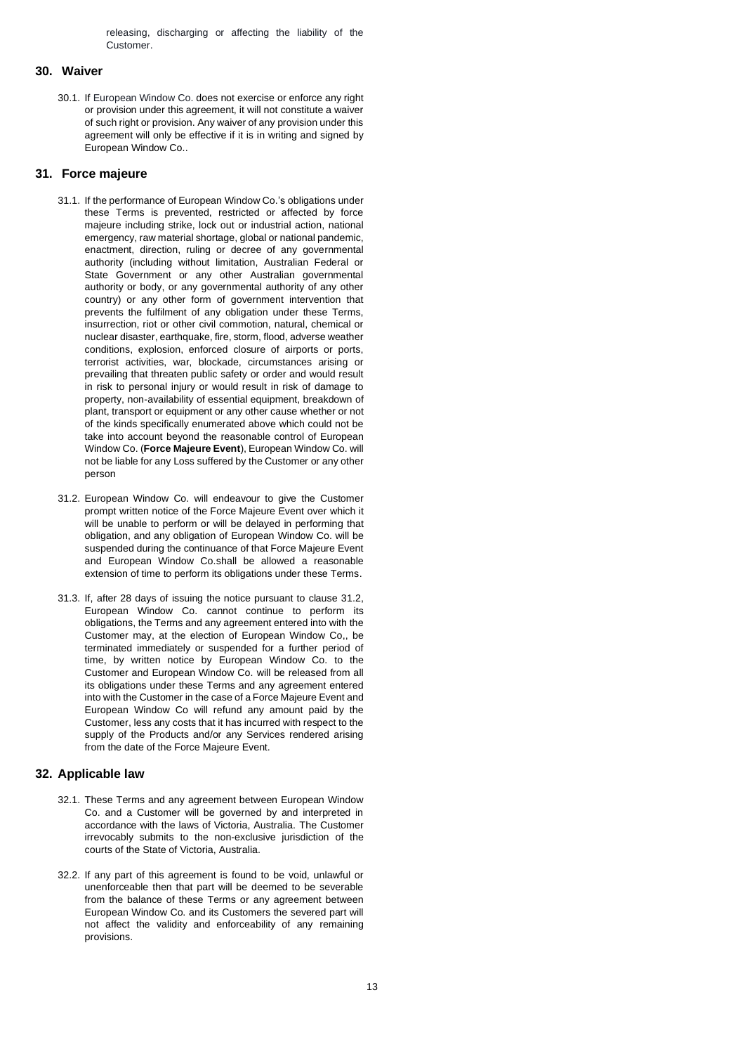releasing, discharging or affecting the liability of the Customer.

## 30. Waiver

30.1. If European Window Co. does not exercise or enforce any right or provision under this agreement, it will not constitute a waiver of such right or provision. Any waiver of any provision under this agreement will only be effective if it is in writing and signed by European Window Co..

## 31. Force majeure

31.1. If the performance of European Window Co.'s obligations under these Terms is prevented, restricted or affected by force majeure including strike, lock out or industrial action, national emergency, raw material shortage, global or national pandemic, enactment, direction, ruling or decree of any governmental authority (including without limitation, Australian Federal or State Government or any other Australian governmental authority or body, or any governmental authority of any other country) or any other form of government intervention that prevents the fulfilment of any obligation under these Terms, insurrection, riot or other civil commotion, natural, chemical or nuclear disaster, earthquake, fire, storm, flood, adverse weather conditions, explosion, enforced closure of airports or ports, terrorist activities, war, blockade, circumstances arising or prevailing that threaten public safety or order and would result in risk to personal injury or would result in risk of damage to property, non-availability of essential equipment, breakdown of plant, transport or equipment or any other cause whether or not of the kinds specifically enumerated above which could not be take into account beyond the reasonable control of European Window Co. (**Force Majeure Event**), European Window Co. will not be liable for any Loss suffered by the Customer or any other person

31.2. European Window Co. will endeavour to give the Customer prompt written notice of the Force Majeure Event over which it will be unable to perform or will be delayed in performing that obligation, and any obligation of European Window Co. will be suspended during the continuance of that Force Majeure Event and European Window Co.shall be allowed a reasonable extension of time to perform its obligations under these Terms.

31.3. If, after 28 days of issuing the notice pursuant to clause 31.2, European Window Co. cannot continue to perform its obligations, the Terms and any agreement entered into with the Customer may, at the election of European Window Co,, be terminated immediately or suspended for a further period of time, by written notice by European Window Co. to the Customer and European Window Co. will be released from all its obligations under these Terms and any agreement entered into with the Customer in the case of a Force Majeure Event and European Window Co will refund any amount paid by the Customer, less any costs that it has incurred with respect to the supply of the Products and/or any Services rendered arising from the date of the Force Majeure Event.

## 32. Applicable law

32.1. These Terms and any agreement between European Window Co. and a Customer will be governed by and interpreted in accordance with the laws of Victoria, Australia. The Customer irrevocably submits to the non-exclusive jurisdiction of the courts of the State of Victoria, Australia.

32.2. If any part of this agreement is found to be void, unlawful or unenforceable then that part will be deemed to be severable from the balance of these Terms or any agreement between European Window Co. and its Customers the severed part will not affect the validity and enforceability of any remaining provisions.